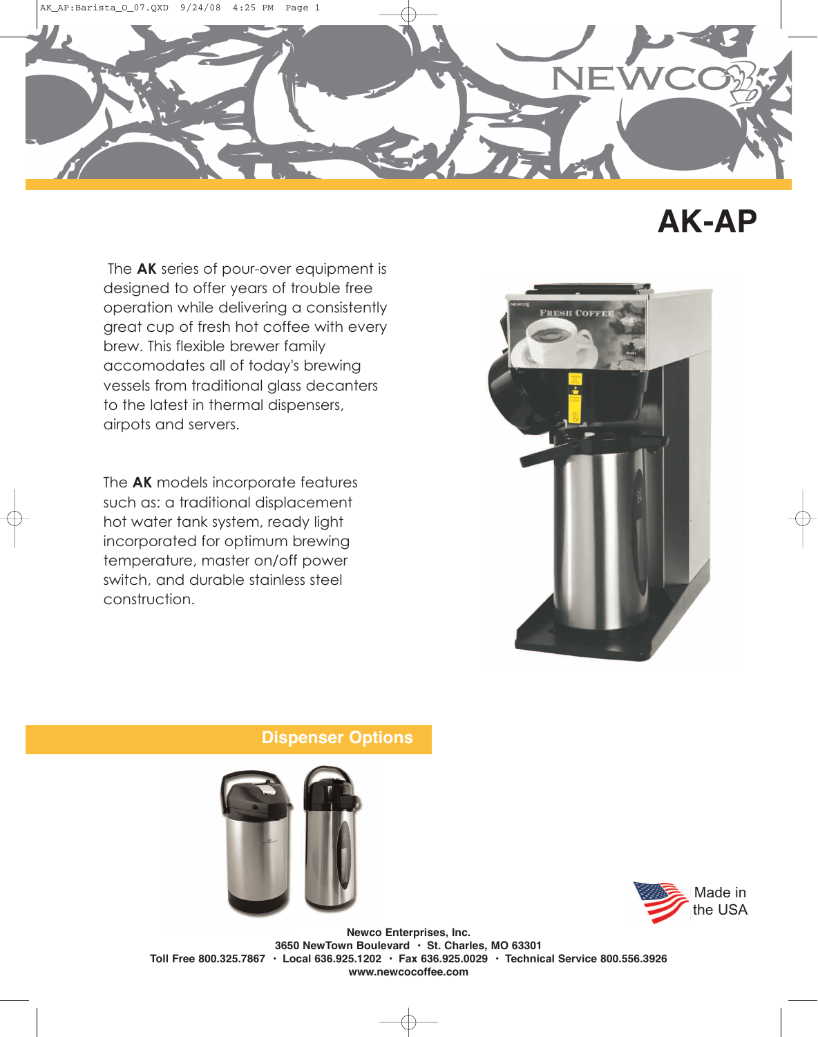# AK-AP

The **AK** series of pour-over equipment is designed to offer years of trouble free operation while delivering a consistently great cup of fresh hot coffee with every brew. This flexible brewer family accomodates all of today's brewing vessels from traditional glass decanters to the latest in thermal dispensers, airpots and servers.

The **AK** models incorporate features such as: a traditional displacement hot water tank system, ready light incorporated for optimum brewing temperature, master on/off power switch, and durable stainless steel construction.

## Dispenser Options

Made in the USA

**Newco Enterprises, Inc.**
**3650 NewTown Boulevard · St. Charles, MO 63301**
**Toll Free 800.325.7867 · Local 636.925.1202 · Fax 636.925.0029 · Technical Service 800.556.3926**
**www.newcocoffee.com**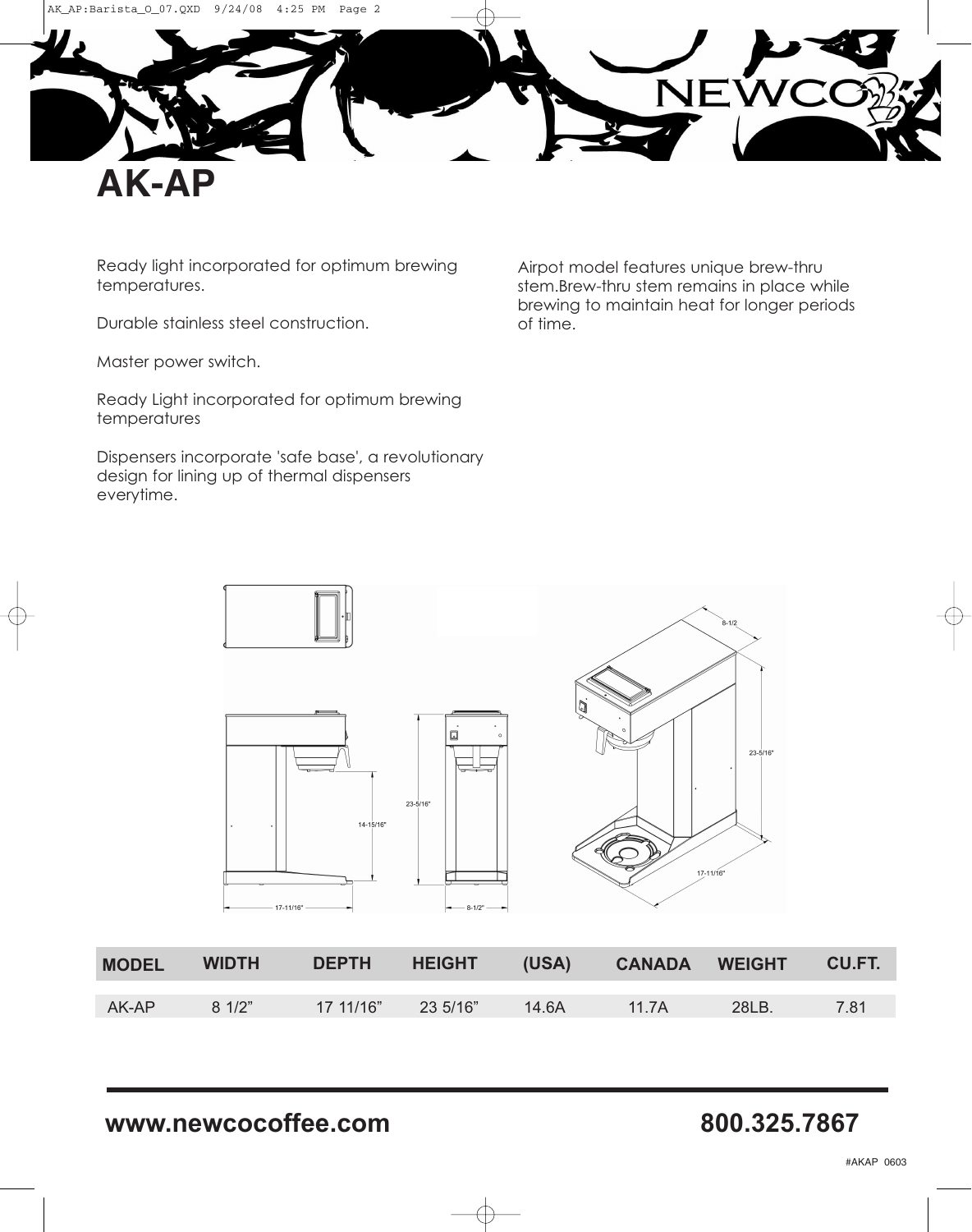# AK-AP

Ready light incorporated for optimum brewing temperatures.

Durable stainless steel construction.

Master power switch.

Ready Light incorporated for optimum brewing temperatures

Dispensers incorporate 'safe base', a revolutionary design for lining up of thermal dispensers everytime.

Airpot model features unique brew-thru stem.Brew-thru stem remains in place while brewing to maintain heat for longer periods of time.

8-1/2
23-5/16"
14-15/16"
23-5/16"
17-11/16"
17-11/16"
8-1/2"

| MODEL | WIDTH | DEPTH | HEIGHT | (USA) | CANADA | WEIGHT | CU.FT. |
|---|---|---|---|---|---|---|---|
| AK-AP | 8 1/2" | 17 11/16" | 23 5/16" | 14.6A | 11.7A | 28LB. | 7.81 |

**www.newcocoffee.com** **800.325.7867**

#AKAP 0603